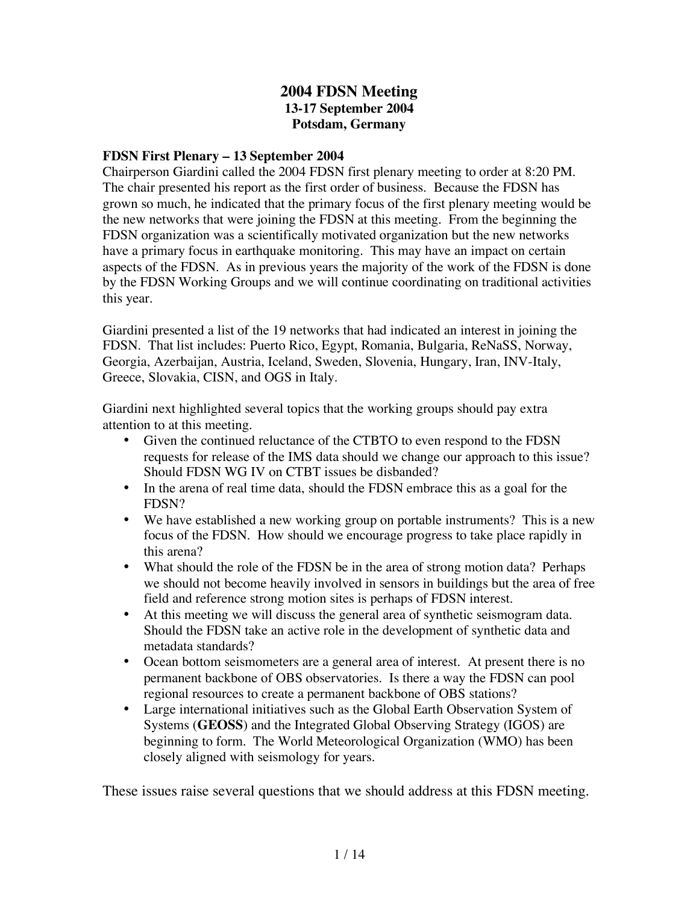# 2004 FDSN Meeting

**13-17 September 2004**
**Potsdam, Germany**

### FDSN First Plenary – 13 September 2004

Chairperson Giardini called the 2004 FDSN first plenary meeting to order at 8:20 PM. The chair presented his report as the first order of business. Because the FDSN has grown so much, he indicated that the primary focus of the first plenary meeting would be the new networks that were joining the FDSN at this meeting. From the beginning the FDSN organization was a scientifically motivated organization but the new networks have a primary focus in earthquake monitoring. This may have an impact on certain aspects of the FDSN. As in previous years the majority of the work of the FDSN is done by the FDSN Working Groups and we will continue coordinating on traditional activities this year.

Giardini presented a list of the 19 networks that had indicated an interest in joining the FDSN. That list includes: Puerto Rico, Egypt, Romania, Bulgaria, ReNaSS, Norway, Georgia, Azerbaijan, Austria, Iceland, Sweden, Slovenia, Hungary, Iran, INV-Italy, Greece, Slovakia, CISN, and OGS in Italy.

Giardini next highlighted several topics that the working groups should pay extra attention to at this meeting.

- Given the continued reluctance of the CTBTO to even respond to the FDSN requests for release of the IMS data should we change our approach to this issue? Should FDSN WG IV on CTBT issues be disbanded?
- In the arena of real time data, should the FDSN embrace this as a goal for the FDSN?
- We have established a new working group on portable instruments? This is a new focus of the FDSN. How should we encourage progress to take place rapidly in this arena?
- What should the role of the FDSN be in the area of strong motion data? Perhaps we should not become heavily involved in sensors in buildings but the area of free field and reference strong motion sites is perhaps of FDSN interest.
- At this meeting we will discuss the general area of synthetic seismogram data. Should the FDSN take an active role in the development of synthetic data and metadata standards?
- Ocean bottom seismometers are a general area of interest. At present there is no permanent backbone of OBS observatories. Is there a way the FDSN can pool regional resources to create a permanent backbone of OBS stations?
- Large international initiatives such as the Global Earth Observation System of Systems (**GEOSS**) and the Integrated Global Observing Strategy (IGOS) are beginning to form. The World Meteorological Organization (WMO) has been closely aligned with seismology for years.

These issues raise several questions that we should address at this FDSN meeting.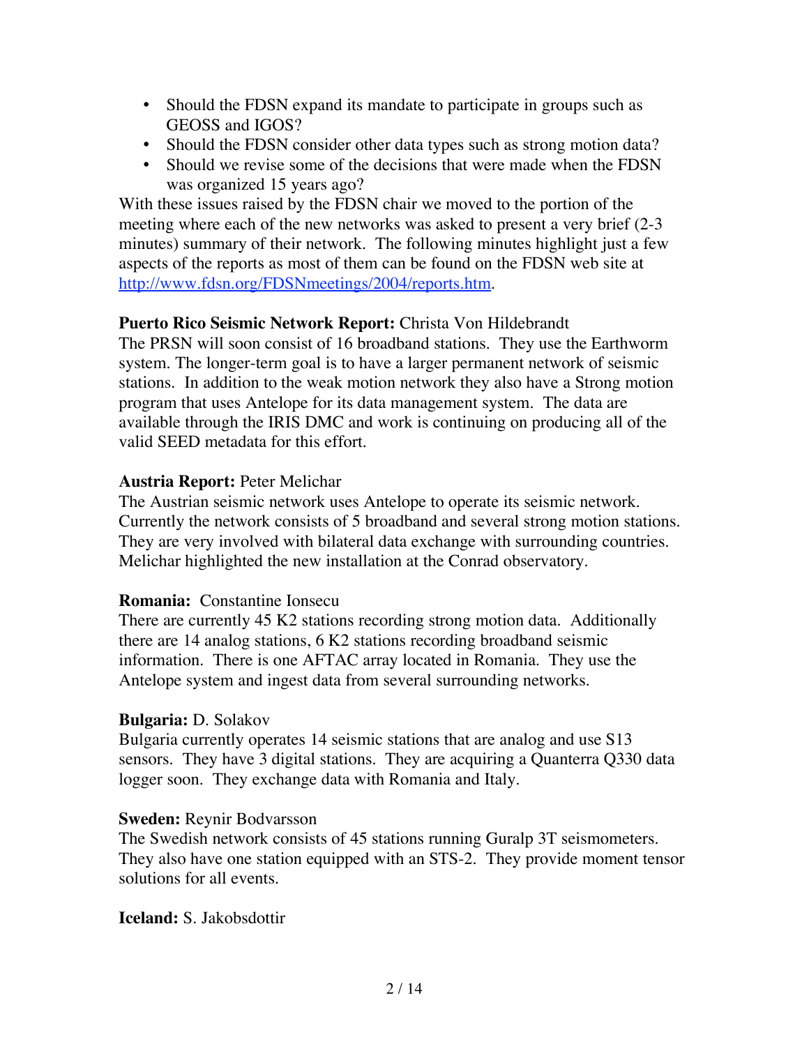- Should the FDSN expand its mandate to participate in groups such as GEOSS and IGOS?
- Should the FDSN consider other data types such as strong motion data?
- Should we revise some of the decisions that were made when the FDSN was organized 15 years ago?

With these issues raised by the FDSN chair we moved to the portion of the meeting where each of the new networks was asked to present a very brief (2-3 minutes) summary of their network. The following minutes highlight just a few aspects of the reports as most of them can be found on the FDSN web site at http://www.fdsn.org/FDSNmeetings/2004/reports.htm.

**Puerto Rico Seismic Network Report:** Christa Von Hildebrandt
The PRSN will soon consist of 16 broadband stations. They use the Earthworm system. The longer-term goal is to have a larger permanent network of seismic stations. In addition to the weak motion network they also have a Strong motion program that uses Antelope for its data management system. The data are available through the IRIS DMC and work is continuing on producing all of the valid SEED metadata for this effort.

**Austria Report:** Peter Melichar
The Austrian seismic network uses Antelope to operate its seismic network. Currently the network consists of 5 broadband and several strong motion stations. They are very involved with bilateral data exchange with surrounding countries. Melichar highlighted the new installation at the Conrad observatory.

**Romania:** Constantine Ionsecu
There are currently 45 K2 stations recording strong motion data. Additionally there are 14 analog stations, 6 K2 stations recording broadband seismic information. There is one AFTAC array located in Romania. They use the Antelope system and ingest data from several surrounding networks.

**Bulgaria:** D. Solakov
Bulgaria currently operates 14 seismic stations that are analog and use S13 sensors. They have 3 digital stations. They are acquiring a Quanterra Q330 data logger soon. They exchange data with Romania and Italy.

**Sweden:** Reynir Bodvarsson
The Swedish network consists of 45 stations running Guralp 3T seismometers. They also have one station equipped with an STS-2. They provide moment tensor solutions for all events.

**Iceland:** S. Jakobsdottir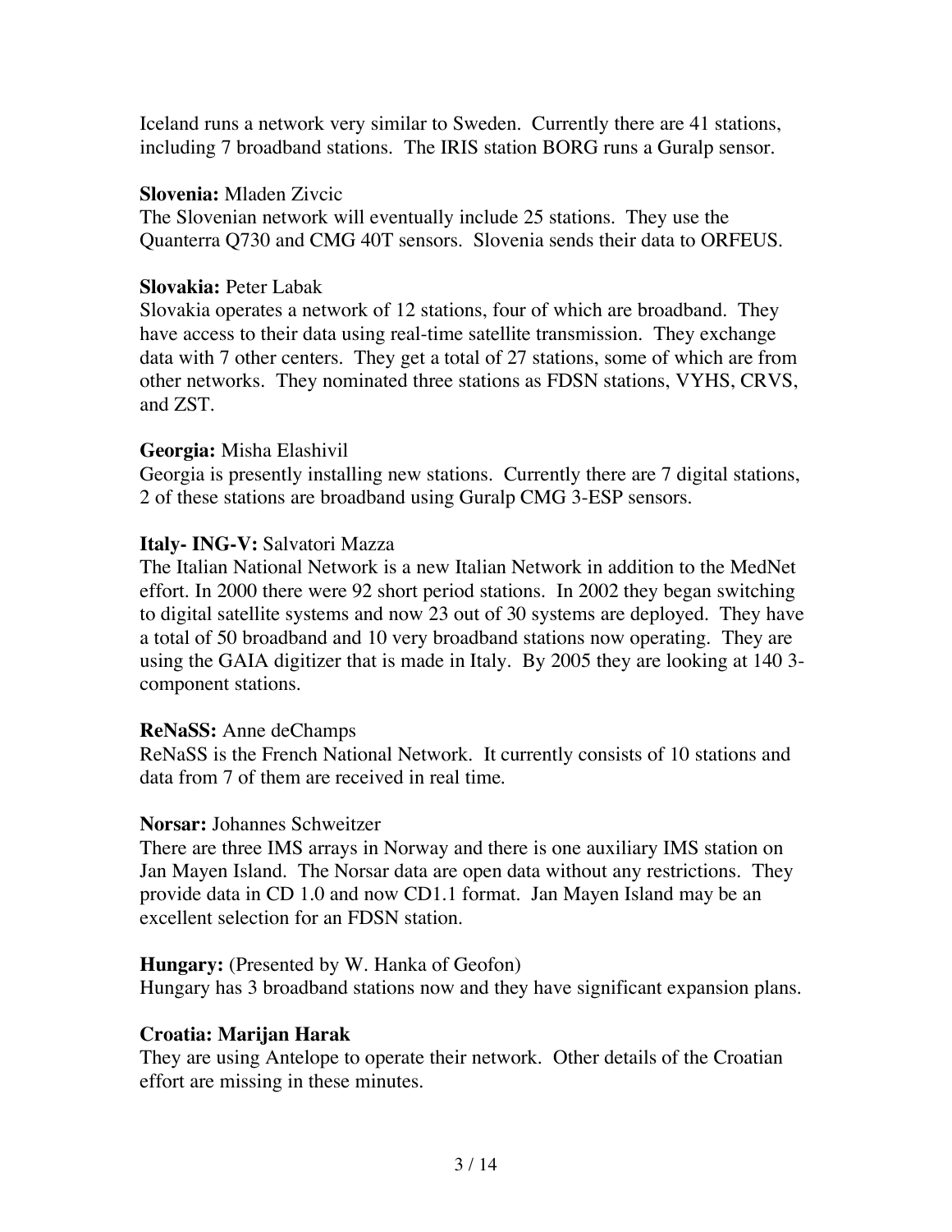Iceland runs a network very similar to Sweden. Currently there are 41 stations, including 7 broadband stations. The IRIS station BORG runs a Guralp sensor.

**Slovenia:** Mladen Zivcic

The Slovenian network will eventually include 25 stations. They use the Quanterra Q730 and CMG 40T sensors. Slovenia sends their data to ORFEUS.

**Slovakia:** Peter Labak

Slovakia operates a network of 12 stations, four of which are broadband. They have access to their data using real-time satellite transmission. They exchange data with 7 other centers. They get a total of 27 stations, some of which are from other networks. They nominated three stations as FDSN stations, VYHS, CRVS, and ZST.

**Georgia:** Misha Elashivil

Georgia is presently installing new stations. Currently there are 7 digital stations, 2 of these stations are broadband using Guralp CMG 3-ESP sensors.

**Italy- ING-V:** Salvatori Mazza

The Italian National Network is a new Italian Network in addition to the MedNet effort. In 2000 there were 92 short period stations. In 2002 they began switching to digital satellite systems and now 23 out of 30 systems are deployed. They have a total of 50 broadband and 10 very broadband stations now operating. They are using the GAIA digitizer that is made in Italy. By 2005 they are looking at 140 3-component stations.

**ReNaSS:** Anne deChamps

ReNaSS is the French National Network. It currently consists of 10 stations and data from 7 of them are received in real time.

**Norsar:** Johannes Schweitzer

There are three IMS arrays in Norway and there is one auxiliary IMS station on Jan Mayen Island. The Norsar data are open data without any restrictions. They provide data in CD 1.0 and now CD1.1 format. Jan Mayen Island may be an excellent selection for an FDSN station.

**Hungary:** (Presented by W. Hanka of Geofon)

Hungary has 3 broadband stations now and they have significant expansion plans.

**Croatia: Marijan Harak**

They are using Antelope to operate their network. Other details of the Croatian effort are missing in these minutes.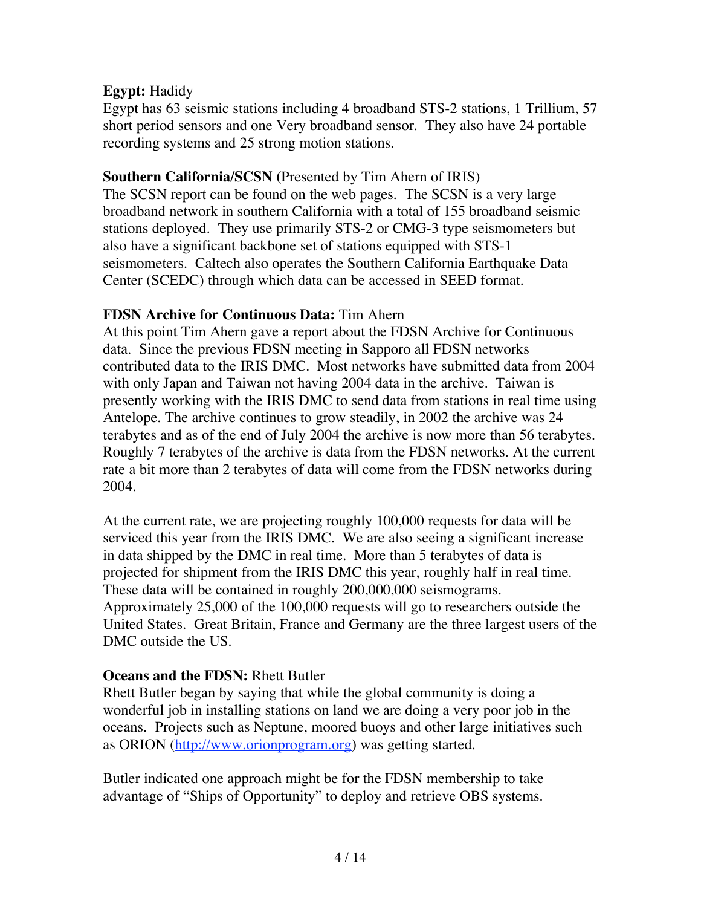**Egypt:** Hadidy

Egypt has 63 seismic stations including 4 broadband STS-2 stations, 1 Trillium, 57 short period sensors and one Very broadband sensor. They also have 24 portable recording systems and 25 strong motion stations.

**Southern California/SCSN (**Presented by Tim Ahern of IRIS)

The SCSN report can be found on the web pages. The SCSN is a very large broadband network in southern California with a total of 155 broadband seismic stations deployed. They use primarily STS-2 or CMG-3 type seismometers but also have a significant backbone set of stations equipped with STS-1 seismometers. Caltech also operates the Southern California Earthquake Data Center (SCEDC) through which data can be accessed in SEED format.

**FDSN Archive for Continuous Data:** Tim Ahern

At this point Tim Ahern gave a report about the FDSN Archive for Continuous data. Since the previous FDSN meeting in Sapporo all FDSN networks contributed data to the IRIS DMC. Most networks have submitted data from 2004 with only Japan and Taiwan not having 2004 data in the archive. Taiwan is presently working with the IRIS DMC to send data from stations in real time using Antelope. The archive continues to grow steadily, in 2002 the archive was 24 terabytes and as of the end of July 2004 the archive is now more than 56 terabytes. Roughly 7 terabytes of the archive is data from the FDSN networks. At the current rate a bit more than 2 terabytes of data will come from the FDSN networks during 2004.

At the current rate, we are projecting roughly 100,000 requests for data will be serviced this year from the IRIS DMC. We are also seeing a significant increase in data shipped by the DMC in real time. More than 5 terabytes of data is projected for shipment from the IRIS DMC this year, roughly half in real time. These data will be contained in roughly 200,000,000 seismograms. Approximately 25,000 of the 100,000 requests will go to researchers outside the United States. Great Britain, France and Germany are the three largest users of the DMC outside the US.

**Oceans and the FDSN:** Rhett Butler

Rhett Butler began by saying that while the global community is doing a wonderful job in installing stations on land we are doing a very poor job in the oceans. Projects such as Neptune, moored buoys and other large initiatives such as ORION ([http://www.orionprogram.org](http://www.orionprogram.org)) was getting started.

Butler indicated one approach might be for the FDSN membership to take advantage of "Ships of Opportunity" to deploy and retrieve OBS systems.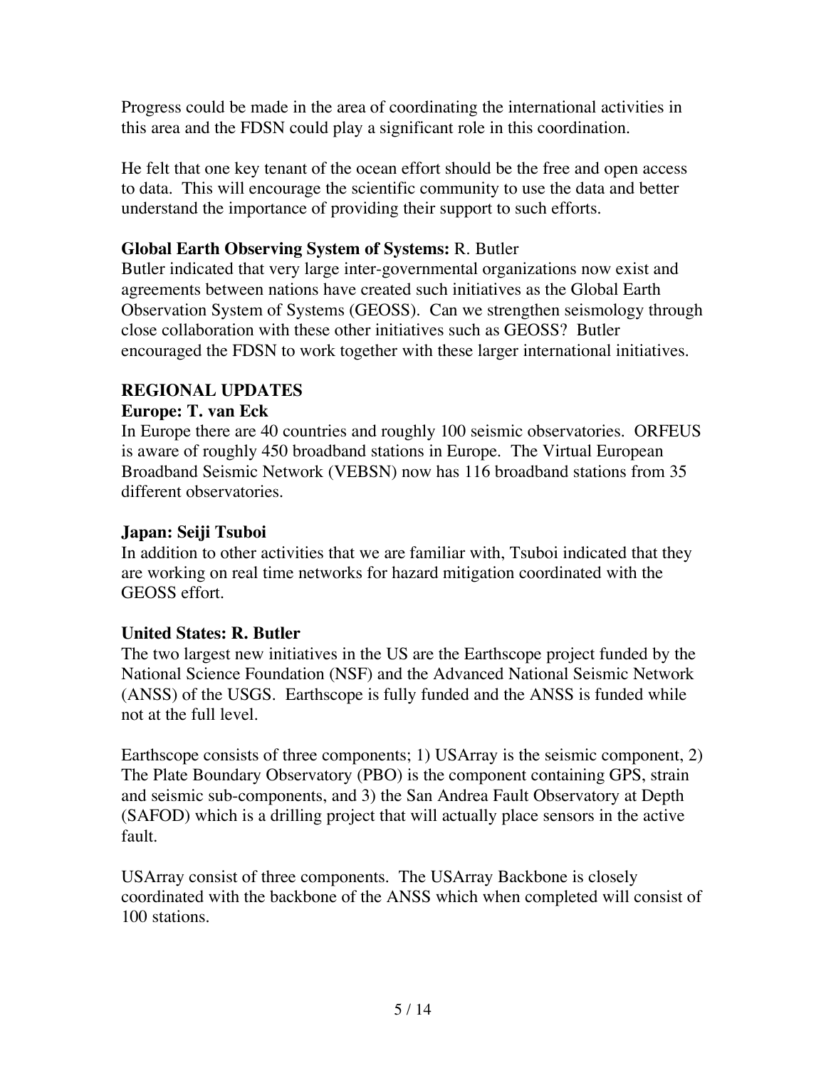Progress could be made in the area of coordinating the international activities in this area and the FDSN could play a significant role in this coordination.

He felt that one key tenant of the ocean effort should be the free and open access to data. This will encourage the scientific community to use the data and better understand the importance of providing their support to such efforts.

**Global Earth Observing System of Systems:** R. Butler
Butler indicated that very large inter-governmental organizations now exist and agreements between nations have created such initiatives as the Global Earth Observation System of Systems (GEOSS). Can we strengthen seismology through close collaboration with these other initiatives such as GEOSS? Butler encouraged the FDSN to work together with these larger international initiatives.

## REGIONAL UPDATES

**Europe: T. van Eck**
In Europe there are 40 countries and roughly 100 seismic observatories. ORFEUS is aware of roughly 450 broadband stations in Europe. The Virtual European Broadband Seismic Network (VEBSN) now has 116 broadband stations from 35 different observatories.

**Japan: Seiji Tsuboi**
In addition to other activities that we are familiar with, Tsuboi indicated that they are working on real time networks for hazard mitigation coordinated with the GEOSS effort.

**United States: R. Butler**
The two largest new initiatives in the US are the Earthscope project funded by the National Science Foundation (NSF) and the Advanced National Seismic Network (ANSS) of the USGS. Earthscope is fully funded and the ANSS is funded while not at the full level.

Earthscope consists of three components; 1) USArray is the seismic component, 2) The Plate Boundary Observatory (PBO) is the component containing GPS, strain and seismic sub-components, and 3) the San Andrea Fault Observatory at Depth (SAFOD) which is a drilling project that will actually place sensors in the active fault.

USArray consist of three components. The USArray Backbone is closely coordinated with the backbone of the ANSS which when completed will consist of 100 stations.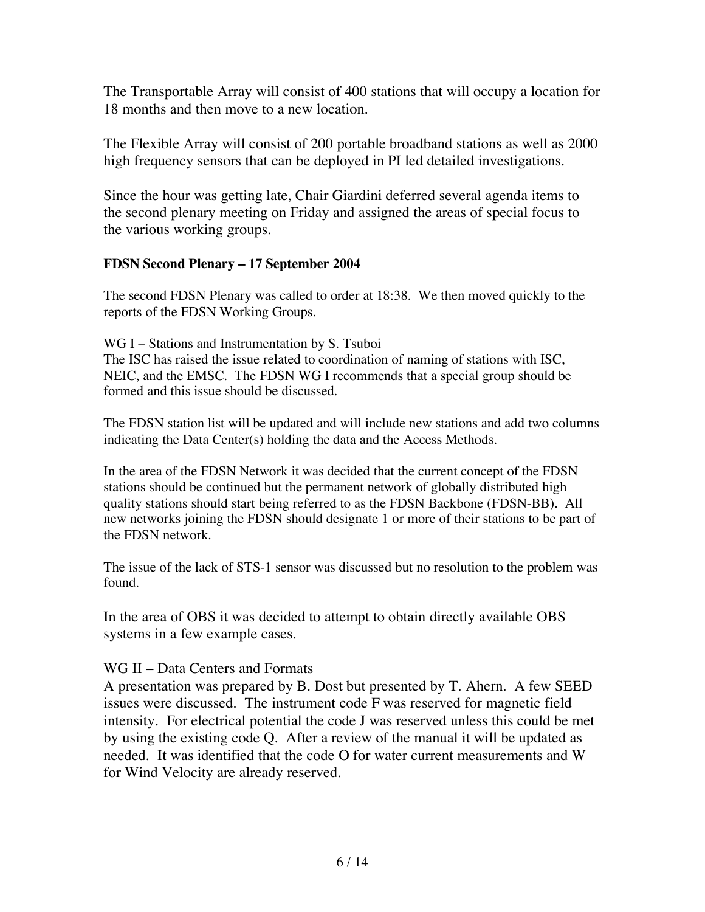The Transportable Array will consist of 400 stations that will occupy a location for 18 months and then move to a new location.

The Flexible Array will consist of 200 portable broadband stations as well as 2000 high frequency sensors that can be deployed in PI led detailed investigations.

Since the hour was getting late, Chair Giardini deferred several agenda items to the second plenary meeting on Friday and assigned the areas of special focus to the various working groups.

**FDSN Second Plenary – 17 September 2004**

The second FDSN Plenary was called to order at 18:38. We then moved quickly to the reports of the FDSN Working Groups.

WG I – Stations and Instrumentation by S. Tsuboi

The ISC has raised the issue related to coordination of naming of stations with ISC, NEIC, and the EMSC. The FDSN WG I recommends that a special group should be formed and this issue should be discussed.

The FDSN station list will be updated and will include new stations and add two columns indicating the Data Center(s) holding the data and the Access Methods.

In the area of the FDSN Network it was decided that the current concept of the FDSN stations should be continued but the permanent network of globally distributed high quality stations should start being referred to as the FDSN Backbone (FDSN-BB). All new networks joining the FDSN should designate 1 or more of their stations to be part of the FDSN network.

The issue of the lack of STS-1 sensor was discussed but no resolution to the problem was found.

In the area of OBS it was decided to attempt to obtain directly available OBS systems in a few example cases.

WG II – Data Centers and Formats

A presentation was prepared by B. Dost but presented by T. Ahern. A few SEED issues were discussed. The instrument code F was reserved for magnetic field intensity. For electrical potential the code J was reserved unless this could be met by using the existing code Q. After a review of the manual it will be updated as needed. It was identified that the code O for water current measurements and W for Wind Velocity are already reserved.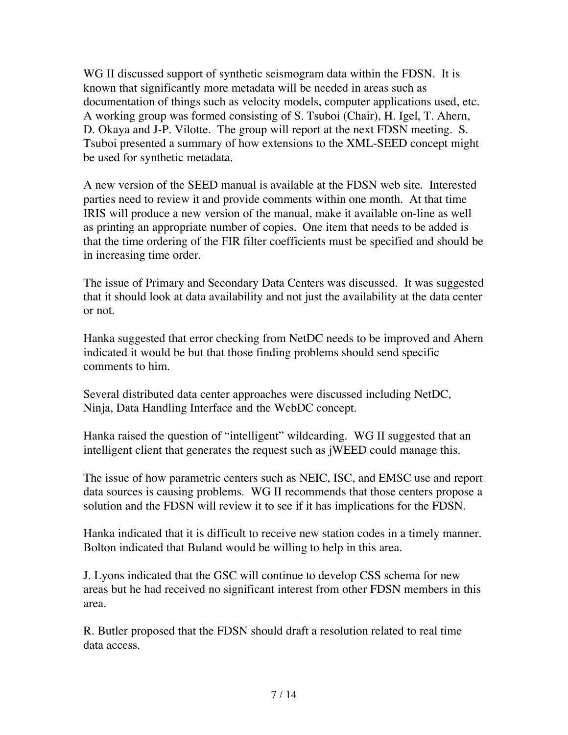WG II discussed support of synthetic seismogram data within the FDSN. It is known that significantly more metadata will be needed in areas such as documentation of things such as velocity models, computer applications used, etc. A working group was formed consisting of S. Tsuboi (Chair), H. Igel, T. Ahern, D. Okaya and J-P. Vilotte. The group will report at the next FDSN meeting. S. Tsuboi presented a summary of how extensions to the XML-SEED concept might be used for synthetic metadata.

A new version of the SEED manual is available at the FDSN web site. Interested parties need to review it and provide comments within one month. At that time IRIS will produce a new version of the manual, make it available on-line as well as printing an appropriate number of copies. One item that needs to be added is that the time ordering of the FIR filter coefficients must be specified and should be in increasing time order.

The issue of Primary and Secondary Data Centers was discussed. It was suggested that it should look at data availability and not just the availability at the data center or not.

Hanka suggested that error checking from NetDC needs to be improved and Ahern indicated it would be but that those finding problems should send specific comments to him.

Several distributed data center approaches were discussed including NetDC, Ninja, Data Handling Interface and the WebDC concept.

Hanka raised the question of "intelligent" wildcarding. WG II suggested that an intelligent client that generates the request such as jWEED could manage this.

The issue of how parametric centers such as NEIC, ISC, and EMSC use and report data sources is causing problems. WG II recommends that those centers propose a solution and the FDSN will review it to see if it has implications for the FDSN.

Hanka indicated that it is difficult to receive new station codes in a timely manner. Bolton indicated that Buland would be willing to help in this area.

J. Lyons indicated that the GSC will continue to develop CSS schema for new areas but he had received no significant interest from other FDSN members in this area.

R. Butler proposed that the FDSN should draft a resolution related to real time data access.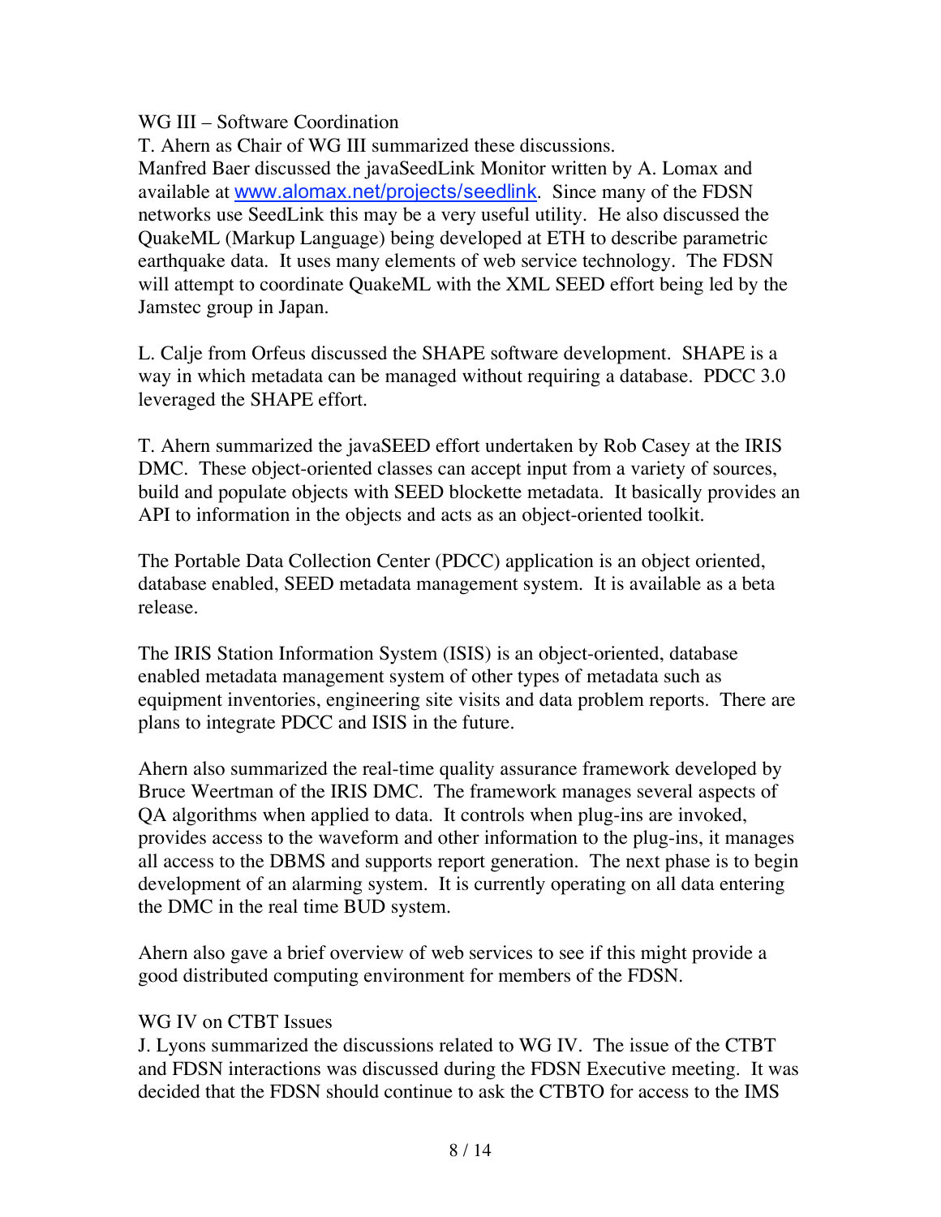WG III – Software Coordination

T. Ahern as Chair of WG III summarized these discussions.

Manfred Baer discussed the javaSeedLink Monitor written by A. Lomax and available at [www.alomax.net/projects/seedlink](http://www.alomax.net/projects/seedlink). Since many of the FDSN networks use SeedLink this may be a very useful utility. He also discussed the QuakeML (Markup Language) being developed at ETH to describe parametric earthquake data. It uses many elements of web service technology. The FDSN will attempt to coordinate QuakeML with the XML SEED effort being led by the Jamstec group in Japan.

L. Calje from Orfeus discussed the SHAPE software development. SHAPE is a way in which metadata can be managed without requiring a database. PDCC 3.0 leveraged the SHAPE effort.

T. Ahern summarized the javaSEED effort undertaken by Rob Casey at the IRIS DMC. These object-oriented classes can accept input from a variety of sources, build and populate objects with SEED blockette metadata. It basically provides an API to information in the objects and acts as an object-oriented toolkit.

The Portable Data Collection Center (PDCC) application is an object oriented, database enabled, SEED metadata management system. It is available as a beta release.

The IRIS Station Information System (ISIS) is an object-oriented, database enabled metadata management system of other types of metadata such as equipment inventories, engineering site visits and data problem reports. There are plans to integrate PDCC and ISIS in the future.

Ahern also summarized the real-time quality assurance framework developed by Bruce Weertman of the IRIS DMC. The framework manages several aspects of QA algorithms when applied to data. It controls when plug-ins are invoked, provides access to the waveform and other information to the plug-ins, it manages all access to the DBMS and supports report generation. The next phase is to begin development of an alarming system. It is currently operating on all data entering the DMC in the real time BUD system.

Ahern also gave a brief overview of web services to see if this might provide a good distributed computing environment for members of the FDSN.

WG IV on CTBT Issues

J. Lyons summarized the discussions related to WG IV. The issue of the CTBT and FDSN interactions was discussed during the FDSN Executive meeting. It was decided that the FDSN should continue to ask the CTBTO for access to the IMS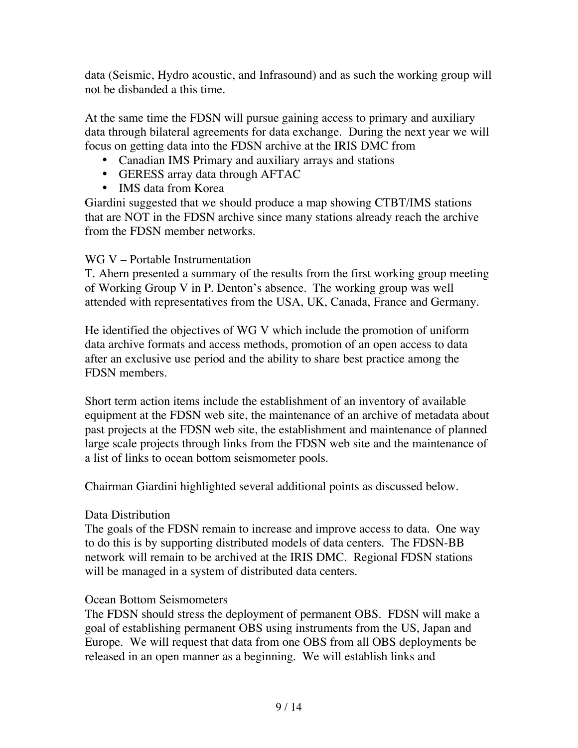data (Seismic, Hydro acoustic, and Infrasound) and as such the working group will not be disbanded a this time.

At the same time the FDSN will pursue gaining access to primary and auxiliary data through bilateral agreements for data exchange. During the next year we will focus on getting data into the FDSN archive at the IRIS DMC from

- Canadian IMS Primary and auxiliary arrays and stations
- GERESS array data through AFTAC
- IMS data from Korea

Giardini suggested that we should produce a map showing CTBT/IMS stations that are NOT in the FDSN archive since many stations already reach the archive from the FDSN member networks.

WG V – Portable Instrumentation

T. Ahern presented a summary of the results from the first working group meeting of Working Group V in P. Denton's absence. The working group was well attended with representatives from the USA, UK, Canada, France and Germany.

He identified the objectives of WG V which include the promotion of uniform data archive formats and access methods, promotion of an open access to data after an exclusive use period and the ability to share best practice among the FDSN members.

Short term action items include the establishment of an inventory of available equipment at the FDSN web site, the maintenance of an archive of metadata about past projects at the FDSN web site, the establishment and maintenance of planned large scale projects through links from the FDSN web site and the maintenance of a list of links to ocean bottom seismometer pools.

Chairman Giardini highlighted several additional points as discussed below.

Data Distribution

The goals of the FDSN remain to increase and improve access to data. One way to do this is by supporting distributed models of data centers. The FDSN-BB network will remain to be archived at the IRIS DMC. Regional FDSN stations will be managed in a system of distributed data centers.

Ocean Bottom Seismometers

The FDSN should stress the deployment of permanent OBS. FDSN will make a goal of establishing permanent OBS using instruments from the US, Japan and Europe. We will request that data from one OBS from all OBS deployments be released in an open manner as a beginning. We will establish links and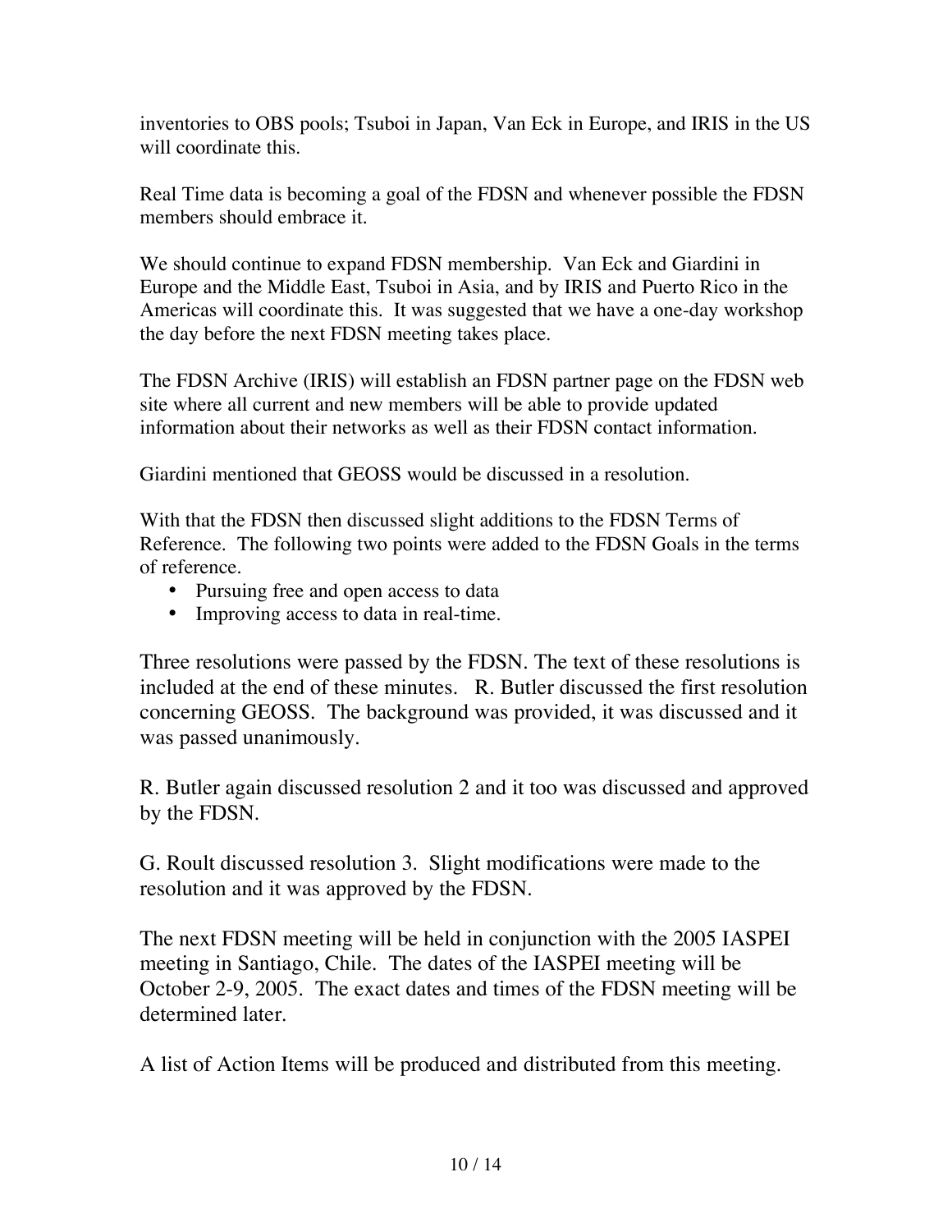inventories to OBS pools; Tsuboi in Japan, Van Eck in Europe, and IRIS in the US will coordinate this.

Real Time data is becoming a goal of the FDSN and whenever possible the FDSN members should embrace it.

We should continue to expand FDSN membership. Van Eck and Giardini in Europe and the Middle East, Tsuboi in Asia, and by IRIS and Puerto Rico in the Americas will coordinate this. It was suggested that we have a one-day workshop the day before the next FDSN meeting takes place.

The FDSN Archive (IRIS) will establish an FDSN partner page on the FDSN web site where all current and new members will be able to provide updated information about their networks as well as their FDSN contact information.

Giardini mentioned that GEOSS would be discussed in a resolution.

With that the FDSN then discussed slight additions to the FDSN Terms of Reference. The following two points were added to the FDSN Goals in the terms of reference.

- Pursuing free and open access to data
- Improving access to data in real-time.

Three resolutions were passed by the FDSN. The text of these resolutions is included at the end of these minutes. R. Butler discussed the first resolution concerning GEOSS. The background was provided, it was discussed and it was passed unanimously.

R. Butler again discussed resolution 2 and it too was discussed and approved by the FDSN.

G. Roult discussed resolution 3. Slight modifications were made to the resolution and it was approved by the FDSN.

The next FDSN meeting will be held in conjunction with the 2005 IASPEI meeting in Santiago, Chile. The dates of the IASPEI meeting will be October 2-9, 2005. The exact dates and times of the FDSN meeting will be determined later.

A list of Action Items will be produced and distributed from this meeting.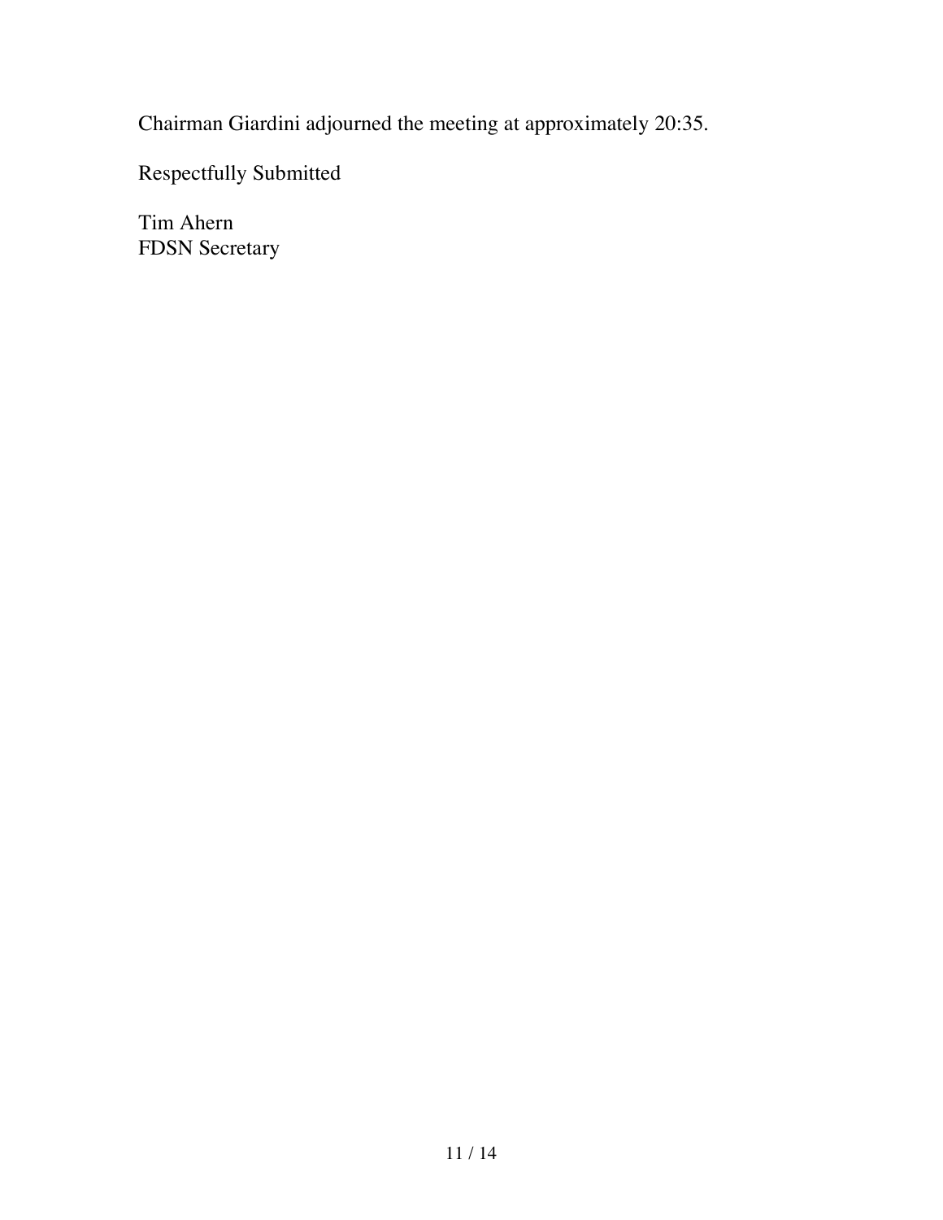Chairman Giardini adjourned the meeting at approximately 20:35.

Respectfully Submitted

Tim Ahern  
FDSN Secretary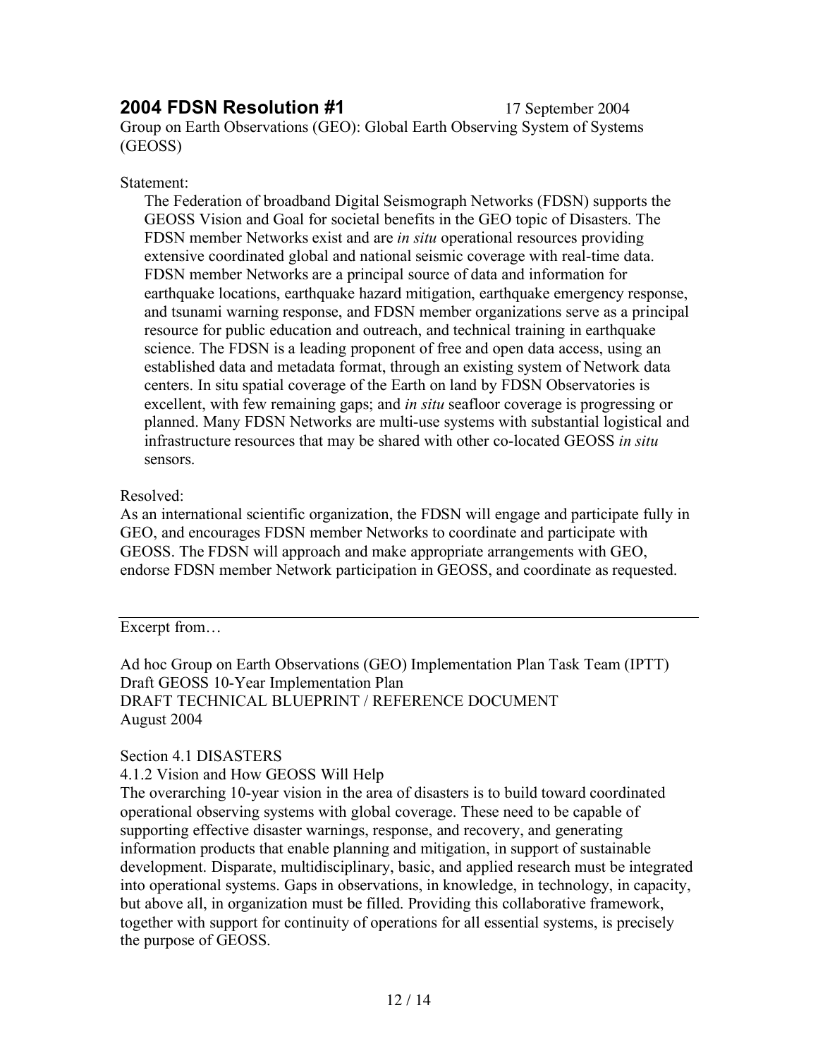## 2004 FDSN Resolution #1

17 September 2004

Group on Earth Observations (GEO): Global Earth Observing System of Systems (GEOSS)

Statement:

The Federation of broadband Digital Seismograph Networks (FDSN) supports the GEOSS Vision and Goal for societal benefits in the GEO topic of Disasters. The FDSN member Networks exist and are *in situ* operational resources providing extensive coordinated global and national seismic coverage with real-time data. FDSN member Networks are a principal source of data and information for earthquake locations, earthquake hazard mitigation, earthquake emergency response, and tsunami warning response, and FDSN member organizations serve as a principal resource for public education and outreach, and technical training in earthquake science. The FDSN is a leading proponent of free and open data access, using an established data and metadata format, through an existing system of Network data centers. In situ spatial coverage of the Earth on land by FDSN Observatories is excellent, with few remaining gaps; and *in situ* seafloor coverage is progressing or planned. Many FDSN Networks are multi-use systems with substantial logistical and infrastructure resources that may be shared with other co-located GEOSS *in situ* sensors.

Resolved:

As an international scientific organization, the FDSN will engage and participate fully in GEO, and encourages FDSN member Networks to coordinate and participate with GEOSS. The FDSN will approach and make appropriate arrangements with GEO, endorse FDSN member Network participation in GEOSS, and coordinate as requested.

---

Excerpt from…

Ad hoc Group on Earth Observations (GEO) Implementation Plan Task Team (IPTT)
Draft GEOSS 10-Year Implementation Plan
DRAFT TECHNICAL BLUEPRINT / REFERENCE DOCUMENT
August 2004

Section 4.1 DISASTERS

4.1.2 Vision and How GEOSS Will Help

The overarching 10-year vision in the area of disasters is to build toward coordinated operational observing systems with global coverage. These need to be capable of supporting effective disaster warnings, response, and recovery, and generating information products that enable planning and mitigation, in support of sustainable development. Disparate, multidisciplinary, basic, and applied research must be integrated into operational systems. Gaps in observations, in knowledge, in technology, in capacity, but above all, in organization must be filled. Providing this collaborative framework, together with support for continuity of operations for all essential systems, is precisely the purpose of GEOSS.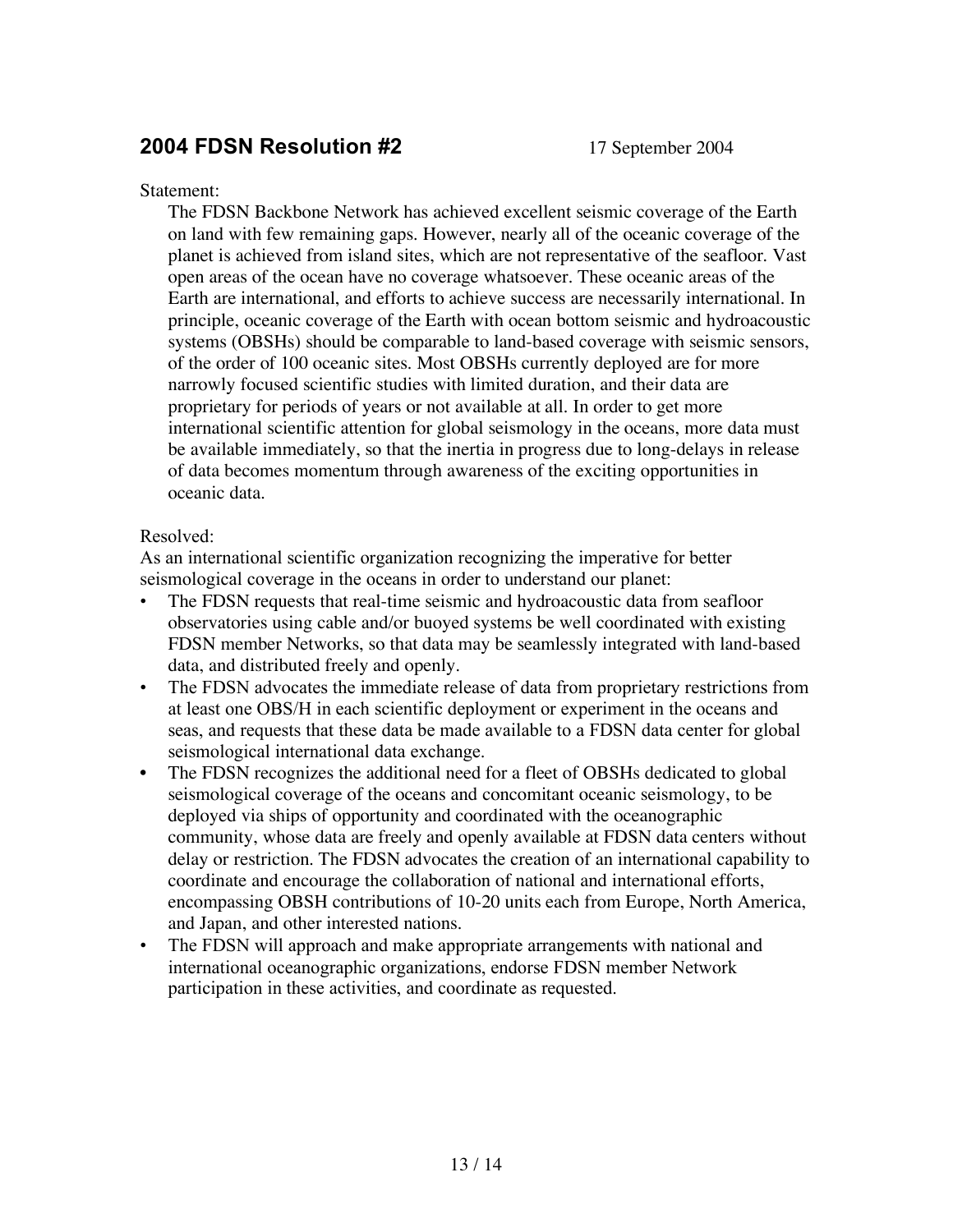## 2004 FDSN Resolution #2

17 September 2004

Statement:

The FDSN Backbone Network has achieved excellent seismic coverage of the Earth on land with few remaining gaps. However, nearly all of the oceanic coverage of the planet is achieved from island sites, which are not representative of the seafloor. Vast open areas of the ocean have no coverage whatsoever. These oceanic areas of the Earth are international, and efforts to achieve success are necessarily international. In principle, oceanic coverage of the Earth with ocean bottom seismic and hydroacoustic systems (OBSHs) should be comparable to land-based coverage with seismic sensors, of the order of 100 oceanic sites. Most OBSHs currently deployed are for more narrowly focused scientific studies with limited duration, and their data are proprietary for periods of years or not available at all. In order to get more international scientific attention for global seismology in the oceans, more data must be available immediately, so that the inertia in progress due to long-delays in release of data becomes momentum through awareness of the exciting opportunities in oceanic data.

Resolved:

As an international scientific organization recognizing the imperative for better seismological coverage in the oceans in order to understand our planet:

- The FDSN requests that real-time seismic and hydroacoustic data from seafloor observatories using cable and/or buoyed systems be well coordinated with existing FDSN member Networks, so that data may be seamlessly integrated with land-based data, and distributed freely and openly.
- The FDSN advocates the immediate release of data from proprietary restrictions from at least one OBS/H in each scientific deployment or experiment in the oceans and seas, and requests that these data be made available to a FDSN data center for global seismological international data exchange.
- The FDSN recognizes the additional need for a fleet of OBSHs dedicated to global seismological coverage of the oceans and concomitant oceanic seismology, to be deployed via ships of opportunity and coordinated with the oceanographic community, whose data are freely and openly available at FDSN data centers without delay or restriction. The FDSN advocates the creation of an international capability to coordinate and encourage the collaboration of national and international efforts, encompassing OBSH contributions of 10-20 units each from Europe, North America, and Japan, and other interested nations.
- The FDSN will approach and make appropriate arrangements with national and international oceanographic organizations, endorse FDSN member Network participation in these activities, and coordinate as requested.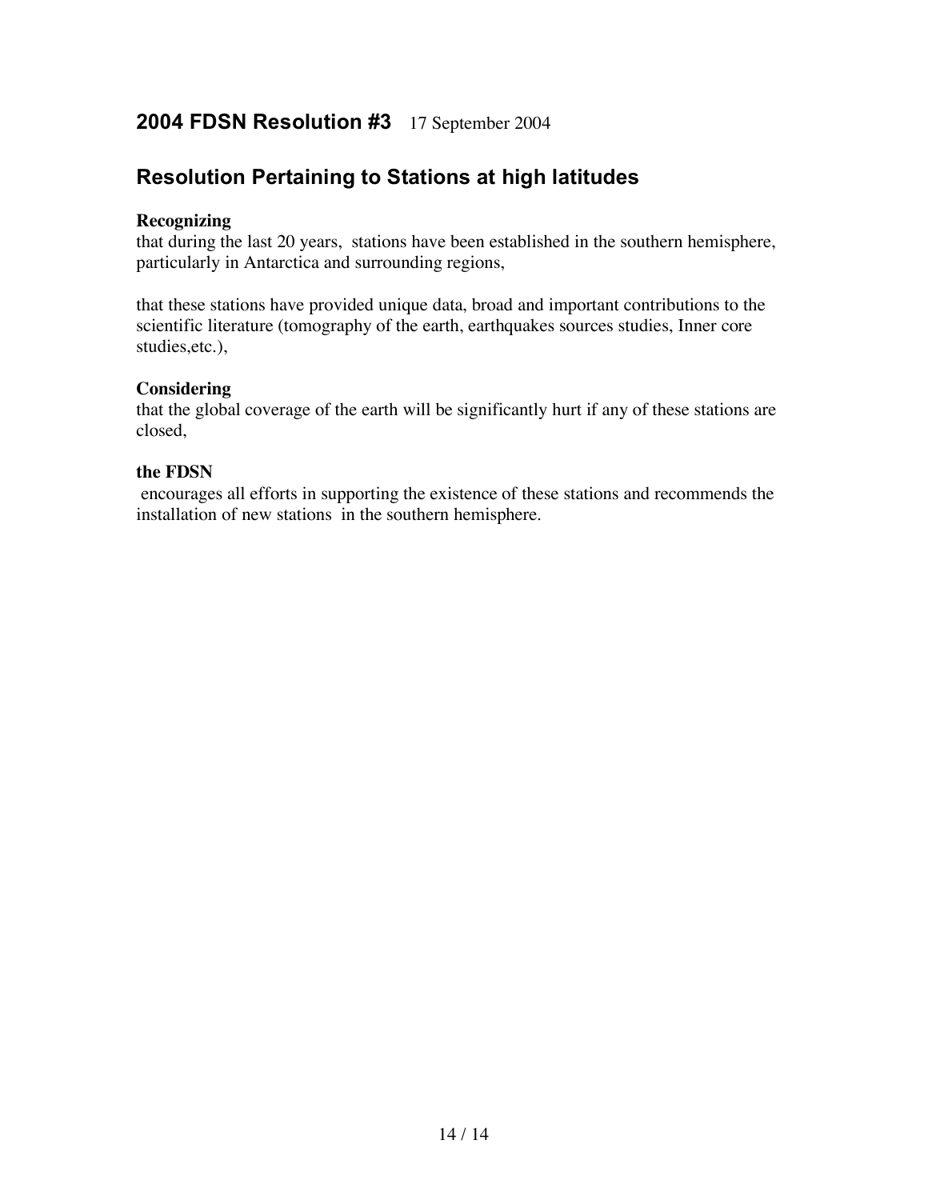## 2004 FDSN Resolution #3 17 September 2004

## Resolution Pertaining to Stations at high latitudes

**Recognizing**
that during the last 20 years, stations have been established in the southern hemisphere, particularly in Antarctica and surrounding regions,

that these stations have provided unique data, broad and important contributions to the scientific literature (tomography of the earth, earthquakes sources studies, Inner core studies,etc.),

**Considering**
that the global coverage of the earth will be significantly hurt if any of these stations are closed,

**the FDSN**
encourages all efforts in supporting the existence of these stations and recommends the installation of new stations in the southern hemisphere.